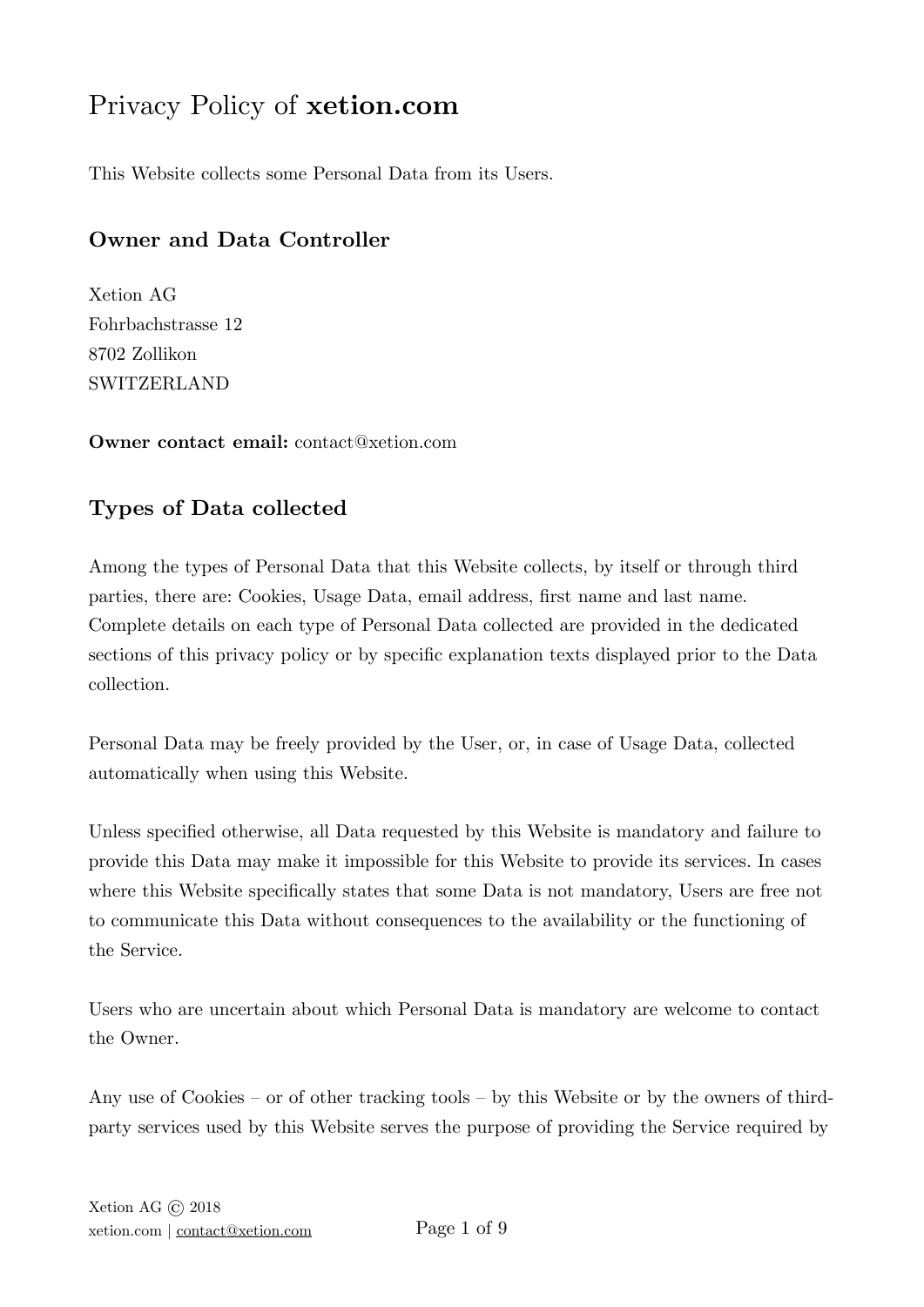# Privacy Policy of **xetion.com**

This Website collects some Personal Data from its Users.

## Owner and Data Controller

Xetion AG
Fohrbachstrasse 12
8702 Zollikon
SWITZERLAND

**Owner contact email:** contact@xetion.com

## Types of Data collected

Among the types of Personal Data that this Website collects, by itself or through third parties, there are: Cookies, Usage Data, email address, first name and last name. Complete details on each type of Personal Data collected are provided in the dedicated sections of this privacy policy or by specific explanation texts displayed prior to the Data collection.

Personal Data may be freely provided by the User, or, in case of Usage Data, collected automatically when using this Website.

Unless specified otherwise, all Data requested by this Website is mandatory and failure to provide this Data may make it impossible for this Website to provide its services. In cases where this Website specifically states that some Data is not mandatory, Users are free not to communicate this Data without consequences to the availability or the functioning of the Service.

Users who are uncertain about which Personal Data is mandatory are welcome to contact the Owner.

Any use of Cookies – or of other tracking tools – by this Website or by the owners of third-party services used by this Website serves the purpose of providing the Service required by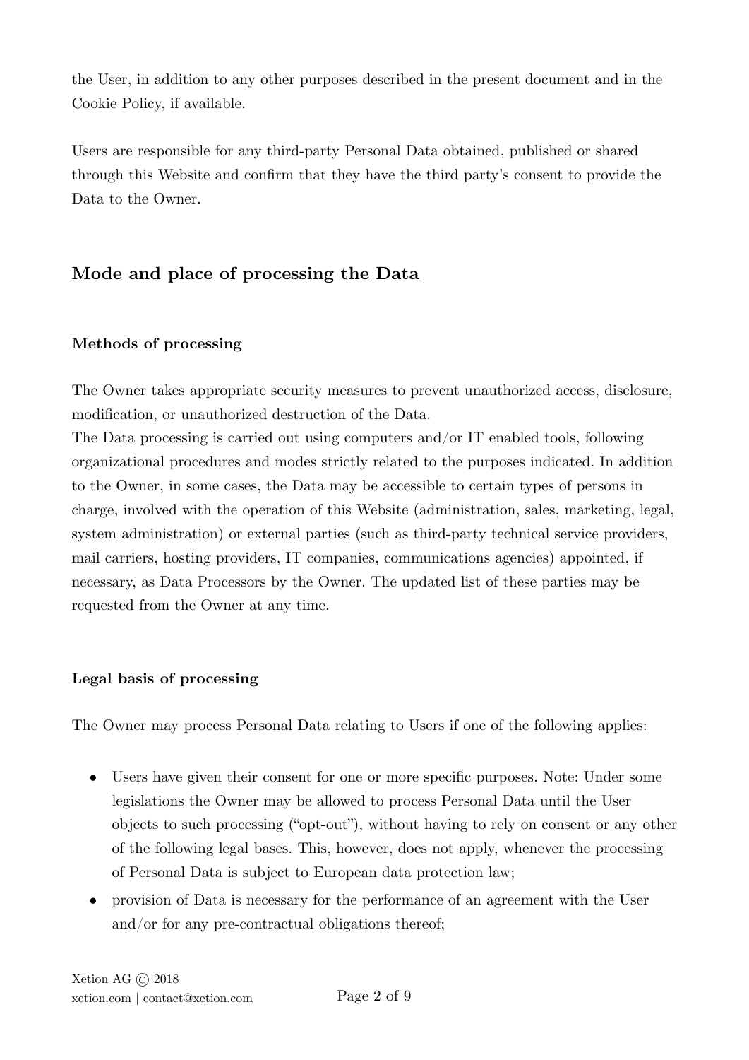the User, in addition to any other purposes described in the present document and in the Cookie Policy, if available.

Users are responsible for any third-party Personal Data obtained, published or shared through this Website and confirm that they have the third party's consent to provide the Data to the Owner.

## Mode and place of processing the Data

### Methods of processing

The Owner takes appropriate security measures to prevent unauthorized access, disclosure, modification, or unauthorized destruction of the Data.
The Data processing is carried out using computers and/or IT enabled tools, following organizational procedures and modes strictly related to the purposes indicated. In addition to the Owner, in some cases, the Data may be accessible to certain types of persons in charge, involved with the operation of this Website (administration, sales, marketing, legal, system administration) or external parties (such as third-party technical service providers, mail carriers, hosting providers, IT companies, communications agencies) appointed, if necessary, as Data Processors by the Owner. The updated list of these parties may be requested from the Owner at any time.

### Legal basis of processing

The Owner may process Personal Data relating to Users if one of the following applies:

- Users have given their consent for one or more specific purposes. Note: Under some legislations the Owner may be allowed to process Personal Data until the User objects to such processing ("opt-out"), without having to rely on consent or any other of the following legal bases. This, however, does not apply, whenever the processing of Personal Data is subject to European data protection law;
- provision of Data is necessary for the performance of an agreement with the User and/or for any pre-contractual obligations thereof;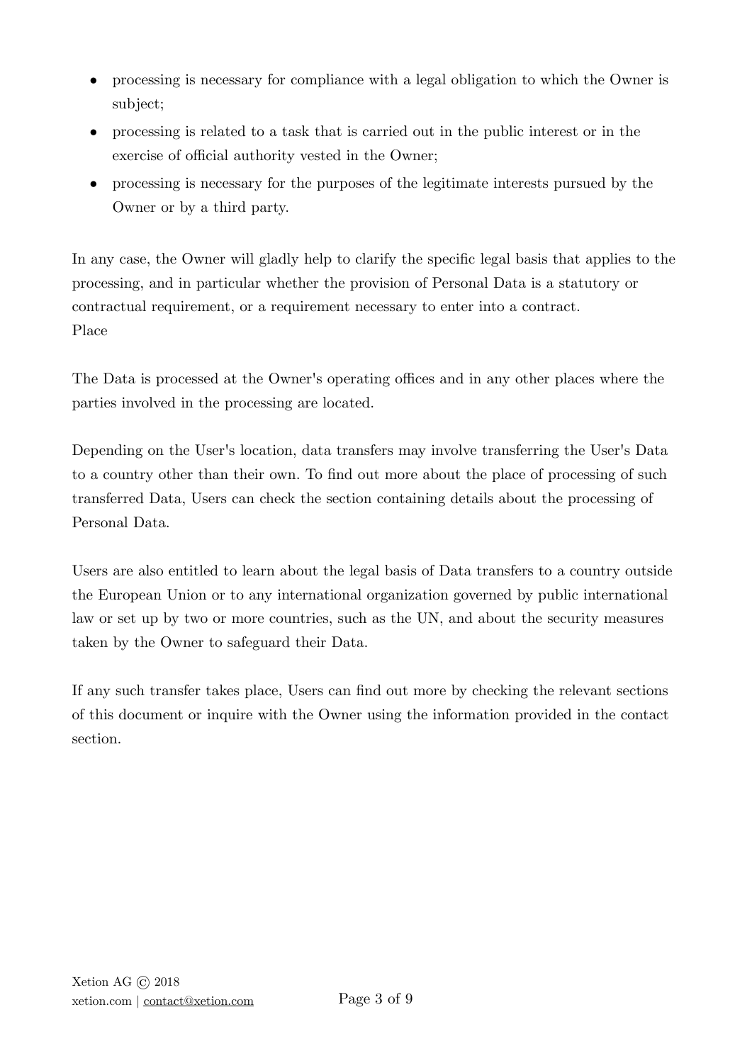- processing is necessary for compliance with a legal obligation to which the Owner is subject;
- processing is related to a task that is carried out in the public interest or in the exercise of official authority vested in the Owner;
- processing is necessary for the purposes of the legitimate interests pursued by the Owner or by a third party.

In any case, the Owner will gladly help to clarify the specific legal basis that applies to the processing, and in particular whether the provision of Personal Data is a statutory or contractual requirement, or a requirement necessary to enter into a contract.

Place

The Data is processed at the Owner's operating offices and in any other places where the parties involved in the processing are located.

Depending on the User's location, data transfers may involve transferring the User's Data to a country other than their own. To find out more about the place of processing of such transferred Data, Users can check the section containing details about the processing of Personal Data.

Users are also entitled to learn about the legal basis of Data transfers to a country outside the European Union or to any international organization governed by public international law or set up by two or more countries, such as the UN, and about the security measures taken by the Owner to safeguard their Data.

If any such transfer takes place, Users can find out more by checking the relevant sections of this document or inquire with the Owner using the information provided in the contact section.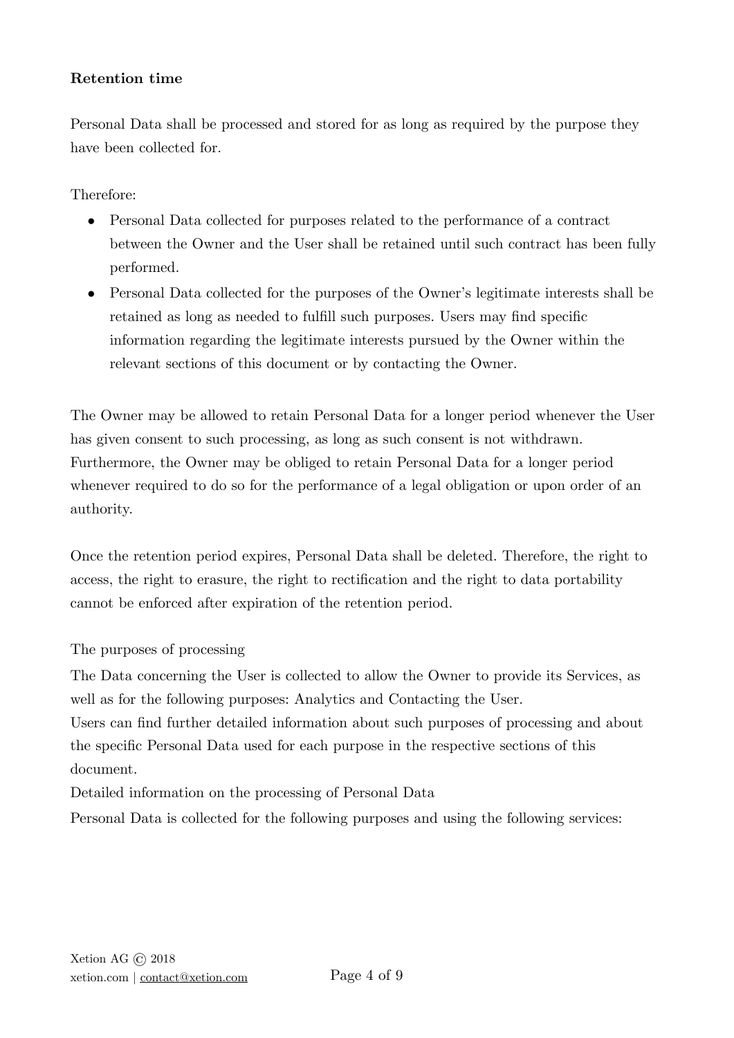**Retention time**

Personal Data shall be processed and stored for as long as required by the purpose they have been collected for.

Therefore:

- Personal Data collected for purposes related to the performance of a contract between the Owner and the User shall be retained until such contract has been fully performed.
- Personal Data collected for the purposes of the Owner's legitimate interests shall be retained as long as needed to fulfill such purposes. Users may find specific information regarding the legitimate interests pursued by the Owner within the relevant sections of this document or by contacting the Owner.

The Owner may be allowed to retain Personal Data for a longer period whenever the User has given consent to such processing, as long as such consent is not withdrawn. Furthermore, the Owner may be obliged to retain Personal Data for a longer period whenever required to do so for the performance of a legal obligation or upon order of an authority.

Once the retention period expires, Personal Data shall be deleted. Therefore, the right to access, the right to erasure, the right to rectification and the right to data portability cannot be enforced after expiration of the retention period.

The purposes of processing

The Data concerning the User is collected to allow the Owner to provide its Services, as well as for the following purposes: Analytics and Contacting the User.
Users can find further detailed information about such purposes of processing and about the specific Personal Data used for each purpose in the respective sections of this document.
Detailed information on the processing of Personal Data

Personal Data is collected for the following purposes and using the following services: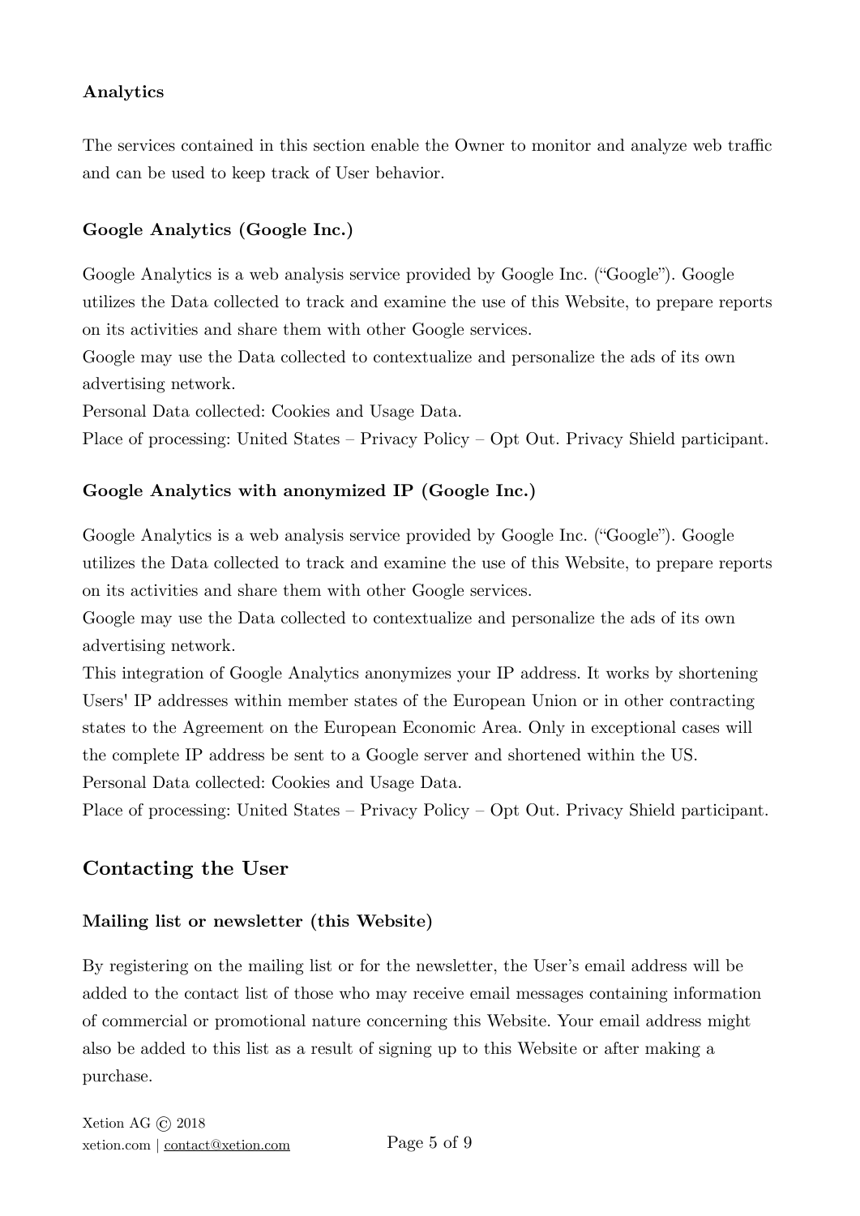#### Analytics

The services contained in this section enable the Owner to monitor and analyze web traffic and can be used to keep track of User behavior.

#### Google Analytics (Google Inc.)

Google Analytics is a web analysis service provided by Google Inc. (“Google”). Google utilizes the Data collected to track and examine the use of this Website, to prepare reports on its activities and share them with other Google services.
Google may use the Data collected to contextualize and personalize the ads of its own advertising network.
Personal Data collected: Cookies and Usage Data.
Place of processing: United States – Privacy Policy – Opt Out. Privacy Shield participant.

#### Google Analytics with anonymized IP (Google Inc.)

Google Analytics is a web analysis service provided by Google Inc. (“Google”). Google utilizes the Data collected to track and examine the use of this Website, to prepare reports on its activities and share them with other Google services.
Google may use the Data collected to contextualize and personalize the ads of its own advertising network.
This integration of Google Analytics anonymizes your IP address. It works by shortening Users' IP addresses within member states of the European Union or in other contracting states to the Agreement on the European Economic Area. Only in exceptional cases will the complete IP address be sent to a Google server and shortened within the US.
Personal Data collected: Cookies and Usage Data.
Place of processing: United States – Privacy Policy – Opt Out. Privacy Shield participant.

### Contacting the User

#### Mailing list or newsletter (this Website)

By registering on the mailing list or for the newsletter, the User’s email address will be added to the contact list of those who may receive email messages containing information of commercial or promotional nature concerning this Website. Your email address might also be added to this list as a result of signing up to this Website or after making a purchase.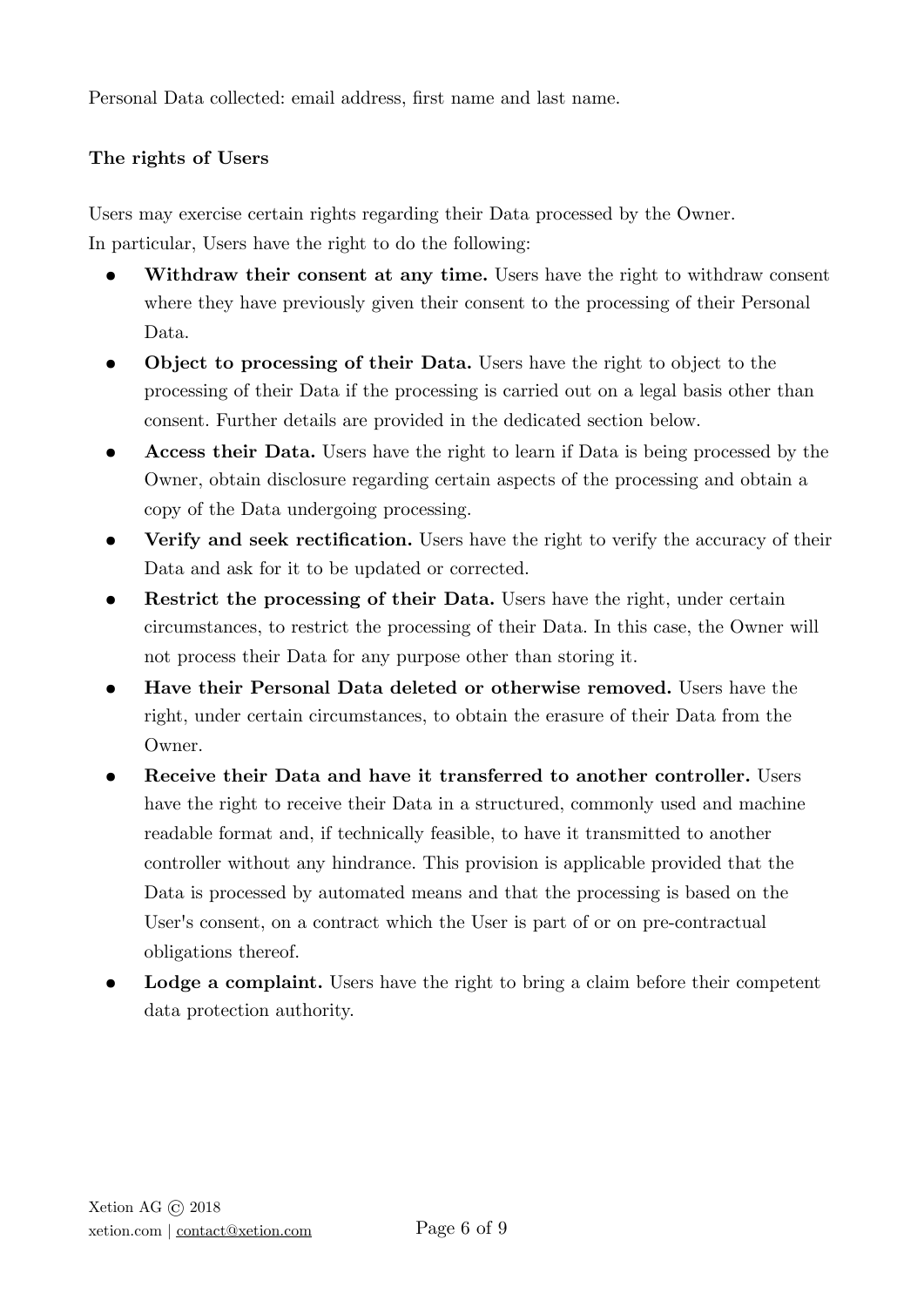Personal Data collected: email address, first name and last name.

**The rights of Users**

Users may exercise certain rights regarding their Data processed by the Owner.
In particular, Users have the right to do the following:

- **Withdraw their consent at any time.** Users have the right to withdraw consent where they have previously given their consent to the processing of their Personal Data.
- **Object to processing of their Data.** Users have the right to object to the processing of their Data if the processing is carried out on a legal basis other than consent. Further details are provided in the dedicated section below.
- **Access their Data.** Users have the right to learn if Data is being processed by the Owner, obtain disclosure regarding certain aspects of the processing and obtain a copy of the Data undergoing processing.
- **Verify and seek rectification.** Users have the right to verify the accuracy of their Data and ask for it to be updated or corrected.
- **Restrict the processing of their Data.** Users have the right, under certain circumstances, to restrict the processing of their Data. In this case, the Owner will not process their Data for any purpose other than storing it.
- **Have their Personal Data deleted or otherwise removed.** Users have the right, under certain circumstances, to obtain the erasure of their Data from the Owner.
- **Receive their Data and have it transferred to another controller.** Users have the right to receive their Data in a structured, commonly used and machine readable format and, if technically feasible, to have it transmitted to another controller without any hindrance. This provision is applicable provided that the Data is processed by automated means and that the processing is based on the User's consent, on a contract which the User is part of or on pre-contractual obligations thereof.
- **Lodge a complaint.** Users have the right to bring a claim before their competent data protection authority.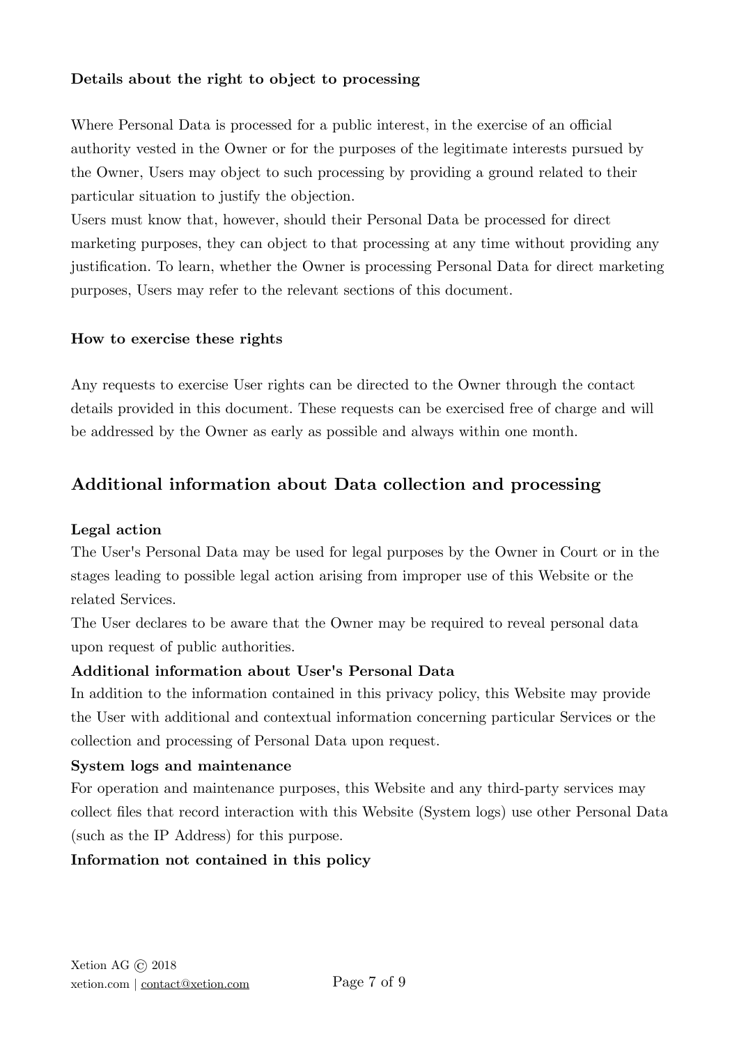### Details about the right to object to processing

Where Personal Data is processed for a public interest, in the exercise of an official authority vested in the Owner or for the purposes of the legitimate interests pursued by the Owner, Users may object to such processing by providing a ground related to their particular situation to justify the objection.
Users must know that, however, should their Personal Data be processed for direct marketing purposes, they can object to that processing at any time without providing any justification. To learn, whether the Owner is processing Personal Data for direct marketing purposes, Users may refer to the relevant sections of this document.

### How to exercise these rights

Any requests to exercise User rights can be directed to the Owner through the contact details provided in this document. These requests can be exercised free of charge and will be addressed by the Owner as early as possible and always within one month.

## Additional information about Data collection and processing

**Legal action**
The User's Personal Data may be used for legal purposes by the Owner in Court or in the stages leading to possible legal action arising from improper use of this Website or the related Services.
The User declares to be aware that the Owner may be required to reveal personal data upon request of public authorities.

**Additional information about User's Personal Data**
In addition to the information contained in this privacy policy, this Website may provide the User with additional and contextual information concerning particular Services or the collection and processing of Personal Data upon request.

**System logs and maintenance**
For operation and maintenance purposes, this Website and any third-party services may collect files that record interaction with this Website (System logs) use other Personal Data (such as the IP Address) for this purpose.

**Information not contained in this policy**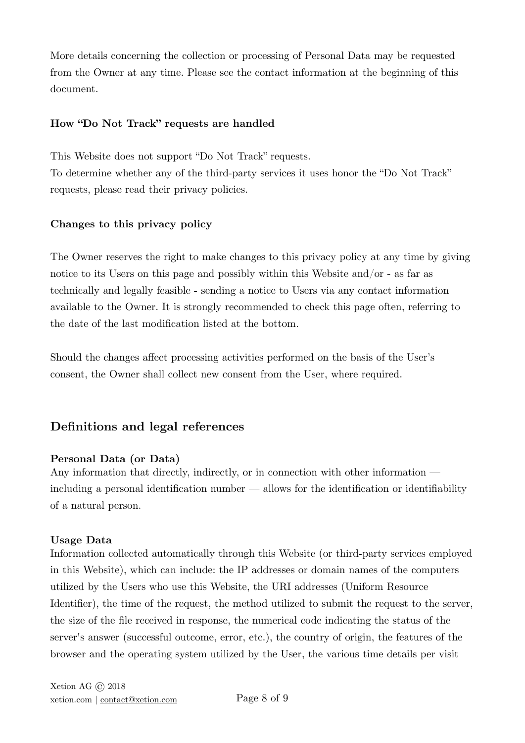More details concerning the collection or processing of Personal Data may be requested from the Owner at any time. Please see the contact information at the beginning of this document.

### How “Do Not Track” requests are handled

This Website does not support “Do Not Track” requests.
To determine whether any of the third-party services it uses honor the “Do Not Track” requests, please read their privacy policies.

### Changes to this privacy policy

The Owner reserves the right to make changes to this privacy policy at any time by giving notice to its Users on this page and possibly within this Website and/or - as far as technically and legally feasible - sending a notice to Users via any contact information available to the Owner. It is strongly recommended to check this page often, referring to the date of the last modification listed at the bottom.

Should the changes affect processing activities performed on the basis of the User’s consent, the Owner shall collect new consent from the User, where required.

## Definitions and legal references

**Personal Data (or Data)**
Any information that directly, indirectly, or in connection with other information — including a personal identification number — allows for the identification or identifiability of a natural person.

**Usage Data**
Information collected automatically through this Website (or third-party services employed in this Website), which can include: the IP addresses or domain names of the computers utilized by the Users who use this Website, the URI addresses (Uniform Resource Identifier), the time of the request, the method utilized to submit the request to the server, the size of the file received in response, the numerical code indicating the status of the server's answer (successful outcome, error, etc.), the country of origin, the features of the browser and the operating system utilized by the User, the various time details per visit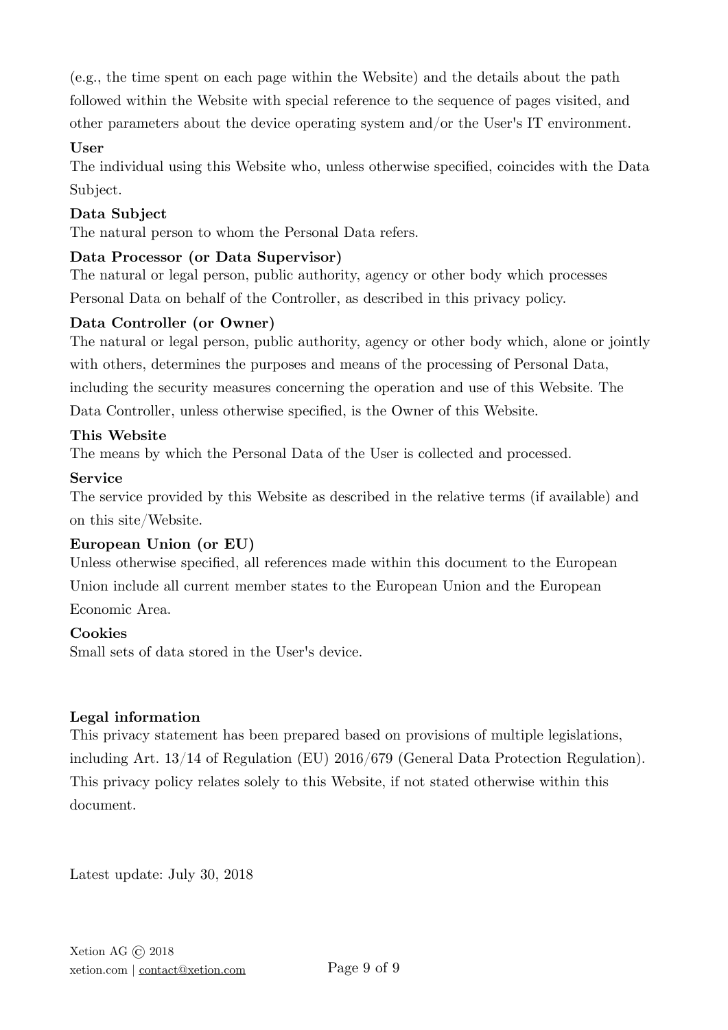(e.g., the time spent on each page within the Website) and the details about the path followed within the Website with special reference to the sequence of pages visited, and other parameters about the device operating system and/or the User's IT environment.

**User**

The individual using this Website who, unless otherwise specified, coincides with the Data Subject.

**Data Subject**

The natural person to whom the Personal Data refers.

**Data Processor (or Data Supervisor)**

The natural or legal person, public authority, agency or other body which processes Personal Data on behalf of the Controller, as described in this privacy policy.

**Data Controller (or Owner)**

The natural or legal person, public authority, agency or other body which, alone or jointly with others, determines the purposes and means of the processing of Personal Data, including the security measures concerning the operation and use of this Website. The Data Controller, unless otherwise specified, is the Owner of this Website.

**This Website**

The means by which the Personal Data of the User is collected and processed.

**Service**

The service provided by this Website as described in the relative terms (if available) and on this site/Website.

**European Union (or EU)**

Unless otherwise specified, all references made within this document to the European Union include all current member states to the European Union and the European Economic Area.

**Cookies**

Small sets of data stored in the User's device.

**Legal information**

This privacy statement has been prepared based on provisions of multiple legislations, including Art. 13/14 of Regulation (EU) 2016/679 (General Data Protection Regulation). This privacy policy relates solely to this Website, if not stated otherwise within this document.

Latest update: July 30, 2018